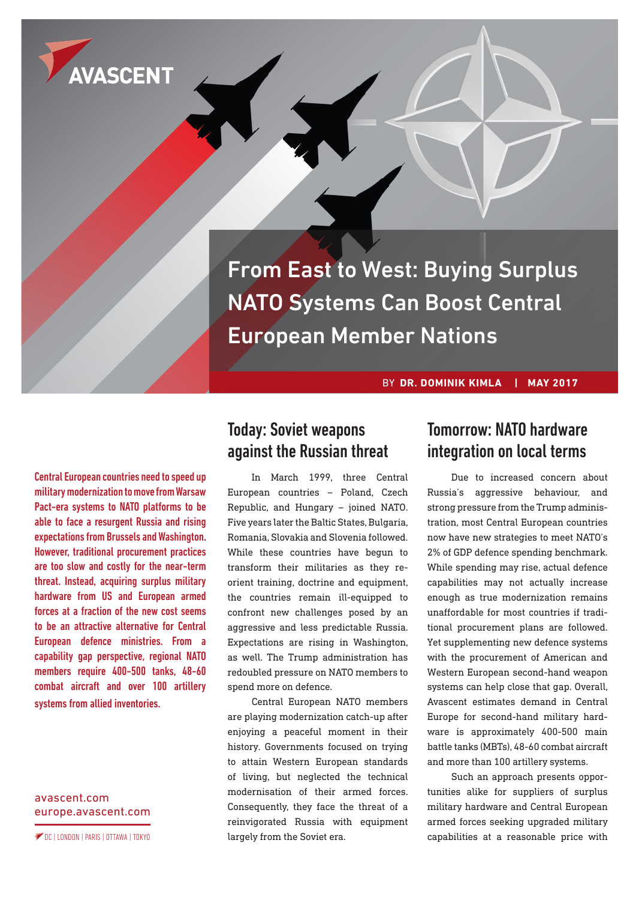AVASCENT

# From East to West: Buying Surplus NATO Systems Can Boost Central European Member Nations

BY **DR. DOMINIK KIMLA** | **MAY 2017**

**Central European countries need to speed up military modernization to move from Warsaw Pact-era systems to NATO platforms to be able to face a resurgent Russia and rising expectations from Brussels and Washington. However, traditional procurement practices are too slow and costly for the near-term threat. Instead, acquiring surplus military hardware from US and European armed forces at a fraction of the new cost seems to be an attractive alternative for Central European defence ministries. From a capability gap perspective, regional NATO members require 400-500 tanks, 48-60 combat aircraft and over 100 artillery systems from allied inventories.**

avascent.com
europe.avascent.com

DC | LONDON | PARIS | OTTAWA | TOKYO

## Today: Soviet weapons against the Russian threat

In March 1999, three Central European countries – Poland, Czech Republic, and Hungary – joined NATO. Five years later the Baltic States, Bulgaria, Romania, Slovakia and Slovenia followed. While these countries have begun to transform their militaries as they re-orient training, doctrine and equipment, the countries remain ill-equipped to confront new challenges posed by an aggressive and less predictable Russia. Expectations are rising in Washington, as well. The Trump administration has redoubled pressure on NATO members to spend more on defence.

Central European NATO members are playing modernization catch-up after enjoying a peaceful moment in their history. Governments focused on trying to attain Western European standards of living, but neglected the technical modernisation of their armed forces. Consequently, they face the threat of a reinvigorated Russia with equipment largely from the Soviet era.

## Tomorrow: NATO hardware integration on local terms

Due to increased concern about Russia's aggressive behaviour, and strong pressure from the Trump administration, most Central European countries now have new strategies to meet NATO's 2% of GDP defence spending benchmark. While spending may rise, actual defence capabilities may not actually increase enough as true modernization remains unaffordable for most countries if traditional procurement plans are followed. Yet supplementing new defence systems with the procurement of American and Western European second-hand weapon systems can help close that gap. Overall, Avascent estimates demand in Central Europe for second-hand military hardware is approximately 400-500 main battle tanks (MBTs), 48-60 combat aircraft and more than 100 artillery systems.

Such an approach presents opportunities alike for suppliers of surplus military hardware and Central European armed forces seeking upgraded military capabilities at a reasonable price with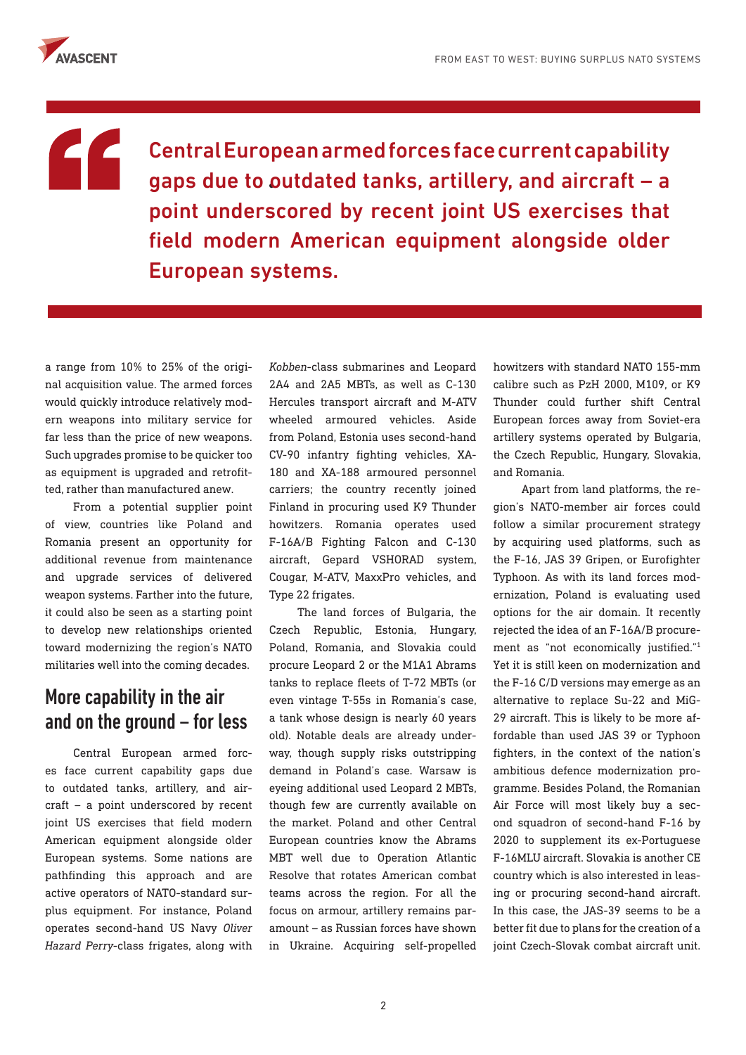> Central European armed forces face current capability gaps due to outdated tanks, artillery, and aircraft – a point underscored by recent joint US exercises that field modern American equipment alongside older European systems.

a range from 10% to 25% of the original acquisition value. The armed forces would quickly introduce relatively modern weapons into military service for far less than the price of new weapons. Such upgrades promise to be quicker too as equipment is upgraded and retrofitted, rather than manufactured anew.

From a potential supplier point of view, countries like Poland and Romania present an opportunity for additional revenue from maintenance and upgrade services of delivered weapon systems. Farther into the future, it could also be seen as a starting point to develop new relationships oriented toward modernizing the region's NATO militaries well into the coming decades.

## More capability in the air and on the ground – for less

Central European armed forces face current capability gaps due to outdated tanks, artillery, and aircraft – a point underscored by recent joint US exercises that field modern American equipment alongside older European systems. Some nations are pathfinding this approach and are active operators of NATO-standard surplus equipment. For instance, Poland operates second-hand US Navy *Oliver Hazard Perry*-class frigates, along with *Kobben*-class submarines and Leopard 2A4 and 2A5 MBTs, as well as C-130 Hercules transport aircraft and M-ATV wheeled armoured vehicles. Aside from Poland, Estonia uses second-hand CV-90 infantry fighting vehicles, XA-180 and XA-188 armoured personnel carriers; the country recently joined Finland in procuring used K9 Thunder howitzers. Romania operates used F-16A/B Fighting Falcon and C-130 aircraft, Gepard VSHORAD system, Cougar, M-ATV, MaxxPro vehicles, and Type 22 frigates.

The land forces of Bulgaria, the Czech Republic, Estonia, Hungary, Poland, Romania, and Slovakia could procure Leopard 2 or the M1A1 Abrams tanks to replace fleets of T-72 MBTs (or even vintage T-55s in Romania's case, a tank whose design is nearly 60 years old). Notable deals are already underway, though supply risks outstripping demand in Poland's case. Warsaw is eyeing additional used Leopard 2 MBTs, though few are currently available on the market. Poland and other Central European countries know the Abrams MBT well due to Operation Atlantic Resolve that rotates American combat teams across the region. For all the focus on armour, artillery remains paramount – as Russian forces have shown in Ukraine. Acquiring self-propelled howitzers with standard NATO 155-mm calibre such as PzH 2000, M109, or K9 Thunder could further shift Central European forces away from Soviet-era artillery systems operated by Bulgaria, the Czech Republic, Hungary, Slovakia, and Romania.

Apart from land platforms, the region's NATO-member air forces could follow a similar procurement strategy by acquiring used platforms, such as the F-16, JAS 39 Gripen, or Eurofighter Typhoon. As with its land forces modernization, Poland is evaluating used options for the air domain. It recently rejected the idea of an F-16A/B procurement as "not economically justified."[1] Yet it is still keen on modernization and the F-16 C/D versions may emerge as an alternative to replace Su-22 and MiG-29 aircraft. This is likely to be more affordable than used JAS 39 or Typhoon fighters, in the context of the nation's ambitious defence modernization programme. Besides Poland, the Romanian Air Force will most likely buy a second squadron of second-hand F-16 by 2020 to supplement its ex-Portuguese F-16MLU aircraft. Slovakia is another CE country which is also interested in leasing or procuring second-hand aircraft. In this case, the JAS-39 seems to be a better fit due to plans for the creation of a joint Czech-Slovak combat aircraft unit.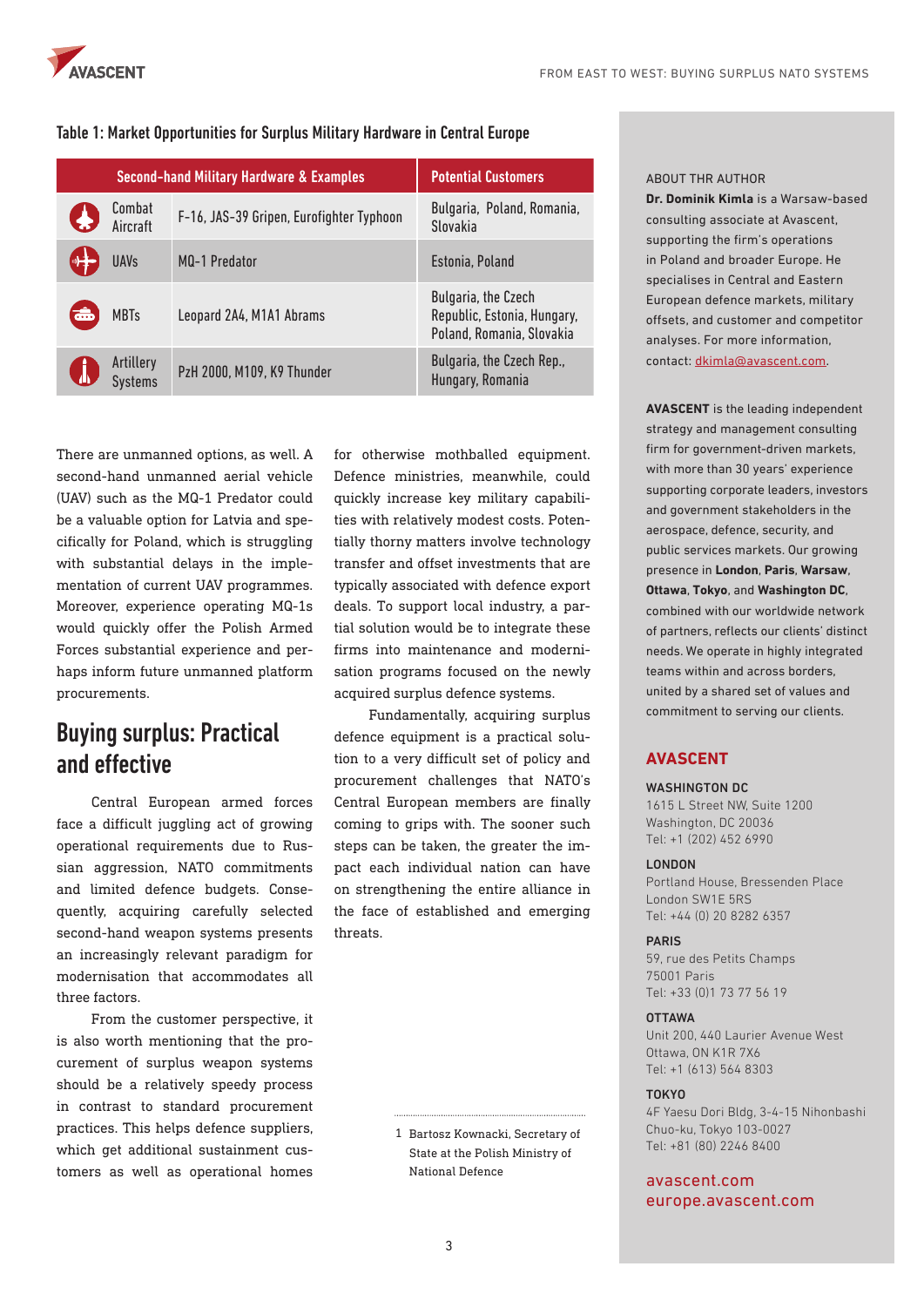### Table 1: Market Opportunities for Surplus Military Hardware in Central Europe

| Second-hand Military Hardware & Examples | | Potential Customers |
|---|---|---|
| Combat Aircraft | F-16, JAS-39 Gripen, Eurofighter Typhoon | Bulgaria, Poland, Romania, Slovakia |
| UAVs | MQ-1 Predator | Estonia, Poland |
| MBTs | Leopard 2A4, M1A1 Abrams | Bulgaria, the Czech Republic, Estonia, Hungary, Poland, Romania, Slovakia |
| Artillery Systems | PzH 2000, M109, K9 Thunder | Bulgaria, the Czech Rep., Hungary, Romania |

There are unmanned options, as well. A second-hand unmanned aerial vehicle (UAV) such as the MQ-1 Predator could be a valuable option for Latvia and specifically for Poland, which is struggling with substantial delays in the implementation of current UAV programmes. Moreover, experience operating MQ-1s would quickly offer the Polish Armed Forces substantial experience and perhaps inform future unmanned platform procurements.

## Buying surplus: Practical and effective

Central European armed forces face a difficult juggling act of growing operational requirements due to Russian aggression, NATO commitments and limited defence budgets. Consequently, acquiring carefully selected second-hand weapon systems presents an increasingly relevant paradigm for modernisation that accommodates all three factors.

From the customer perspective, it is also worth mentioning that the procurement of surplus weapon systems should be a relatively speedy process in contrast to standard procurement practices. This helps defence suppliers, which get additional sustainment customers as well as operational homes for otherwise mothballed equipment. Defence ministries, meanwhile, could quickly increase key military capabilities with relatively modest costs. Potentially thorny matters involve technology transfer and offset investments that are typically associated with defence export deals. To support local industry, a partial solution would be to integrate these firms into maintenance and modernisation programs focused on the newly acquired surplus defence systems.

Fundamentally, acquiring surplus defence equipment is a practical solution to a very difficult set of policy and procurement challenges that NATO's Central European members are finally coming to grips with. The sooner such steps can be taken, the greater the impact each individual nation can have on strengthening the entire alliance in the face of established and emerging threats.

1 Bartosz Kownacki, Secretary of State at the Polish Ministry of National Defence

ABOUT THR AUTHOR

**Dr. Dominik Kimla** is a Warsaw-based consulting associate at Avascent, supporting the firm's operations in Poland and broader Europe. He specialises in Central and Eastern European defence markets, military offsets, and customer and competitor analyses. For more information, contact: dkimla@avascent.com.

**AVASCENT** is the leading independent strategy and management consulting firm for government-driven markets, with more than 30 years' experience supporting corporate leaders, investors and government stakeholders in the aerospace, defence, security, and public services markets. Our growing presence in **London**, **Paris**, **Warsaw**, **Ottawa**, **Tokyo**, and **Washington DC**, combined with our worldwide network of partners, reflects our clients' distinct needs. We operate in highly integrated teams within and across borders, united by a shared set of values and commitment to serving our clients.

## AVASCENT

**WASHINGTON DC**
1615 L Street NW, Suite 1200
Washington, DC 20036
Tel: +1 (202) 452 6990

**LONDON**
Portland House, Bressenden Place
London SW1E 5RS
Tel: +44 (0) 20 8282 6357

**PARIS**
59, rue des Petits Champs
75001 Paris
Tel: +33 (0)1 73 77 56 19

**OTTAWA**
Unit 200, 440 Laurier Avenue West
Ottawa, ON K1R 7X6
Tel: +1 (613) 564 8303

**TOKYO**
4F Yaesu Dori Bldg, 3-4-15 Nihonbashi
Chuo-ku, Tokyo 103-0027
Tel: +81 (80) 2246 8400

avascent.com
europe.avascent.com